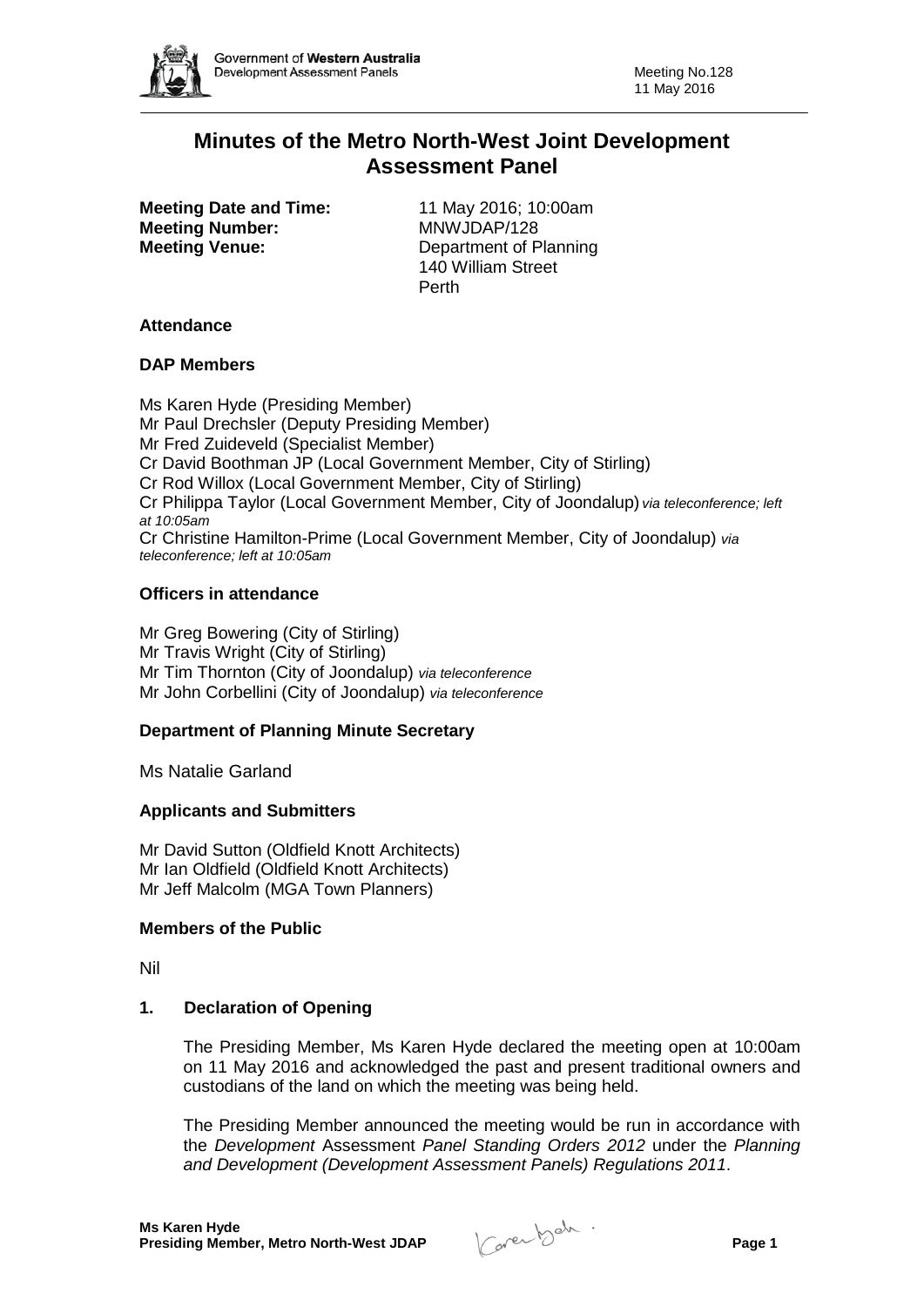# Minutes of the Metro North-West Joint Development Assessment Panel

**Meeting Date and Time:** 11 May 2016; 10:00am
**Meeting Number:** MNWJDAP/128
**Meeting Venue:** Department of Planning
140 William Street
Perth

### Attendance

### DAP Members

Ms Karen Hyde (Presiding Member)
Mr Paul Drechsler (Deputy Presiding Member)
Mr Fred Zuideveld (Specialist Member)
Cr David Boothman JP (Local Government Member, City of Stirling)
Cr Rod Willox (Local Government Member, City of Stirling)
Cr Philippa Taylor (Local Government Member, City of Joondalup) *via teleconference; left at 10:05am*
Cr Christine Hamilton-Prime (Local Government Member, City of Joondalup) *via teleconference; left at 10:05am*

### Officers in attendance

Mr Greg Bowering (City of Stirling)
Mr Travis Wright (City of Stirling)
Mr Tim Thornton (City of Joondalup) *via teleconference*
Mr John Corbellini (City of Joondalup) *via teleconference*

### Department of Planning Minute Secretary

Ms Natalie Garland

### Applicants and Submitters

Mr David Sutton (Oldfield Knott Architects)
Mr Ian Oldfield (Oldfield Knott Architects)
Mr Jeff Malcolm (MGA Town Planners)

### Members of the Public

Nil

### 1. Declaration of Opening

The Presiding Member, Ms Karen Hyde declared the meeting open at 10:00am on 11 May 2016 and acknowledged the past and present traditional owners and custodians of the land on which the meeting was being held.

The Presiding Member announced the meeting would be run in accordance with the *Development* Assessment *Panel Standing Orders 2012* under the *Planning and Development (Development Assessment Panels) Regulations 2011*.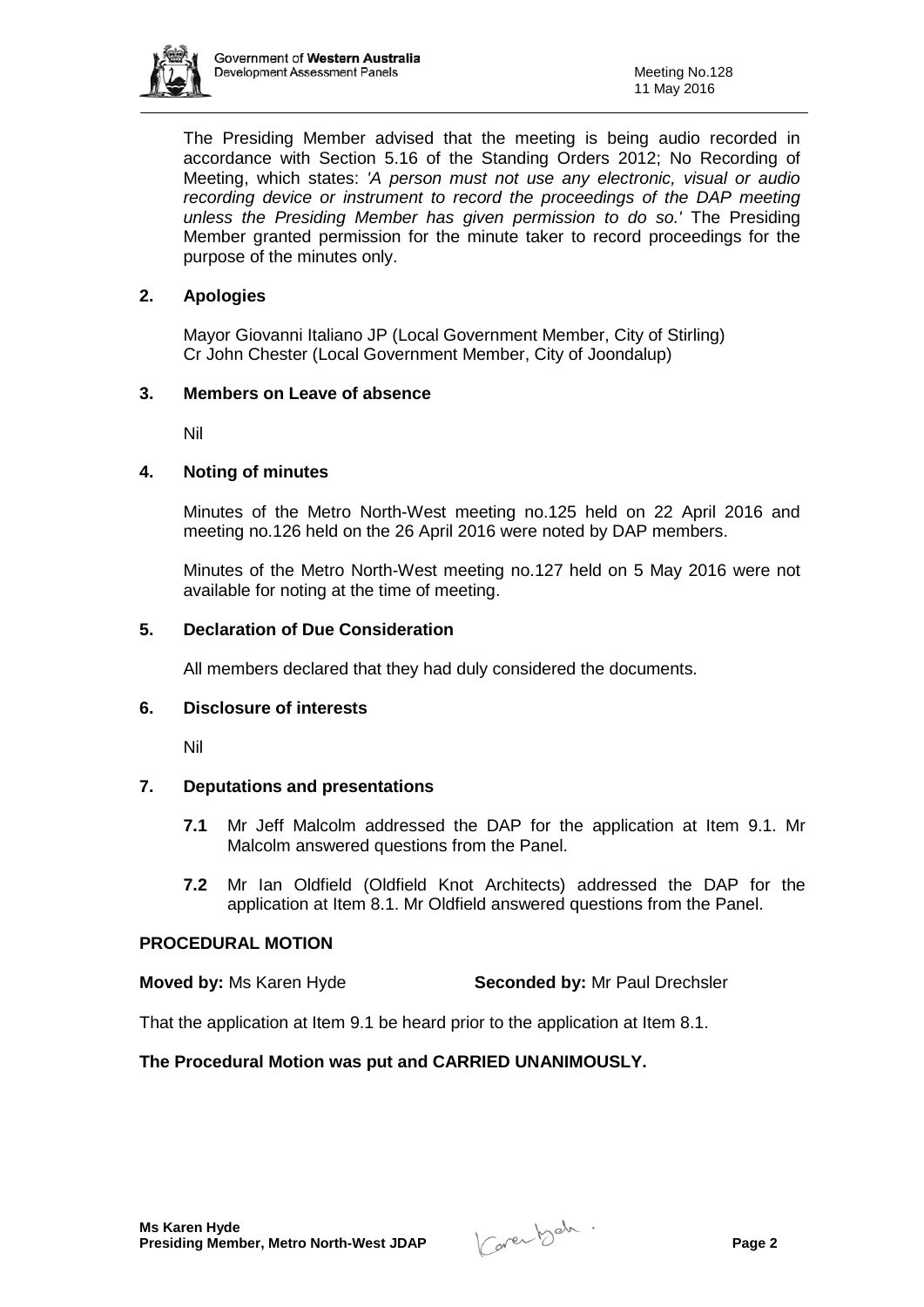The Presiding Member advised that the meeting is being audio recorded in accordance with Section 5.16 of the Standing Orders 2012; No Recording of Meeting, which states: *'A person must not use any electronic, visual or audio recording device or instrument to record the proceedings of the DAP meeting unless the Presiding Member has given permission to do so.'* The Presiding Member granted permission for the minute taker to record proceedings for the purpose of the minutes only.

## 2. Apologies

Mayor Giovanni Italiano JP (Local Government Member, City of Stirling)
Cr John Chester (Local Government Member, City of Joondalup)

## 3. Members on Leave of absence

Nil

## 4. Noting of minutes

Minutes of the Metro North-West meeting no.125 held on 22 April 2016 and meeting no.126 held on the 26 April 2016 were noted by DAP members.

Minutes of the Metro North-West meeting no.127 held on 5 May 2016 were not available for noting at the time of meeting.

## 5. Declaration of Due Consideration

All members declared that they had duly considered the documents.

## 6. Disclosure of interests

Nil

## 7. Deputations and presentations

**7.1** Mr Jeff Malcolm addressed the DAP for the application at Item 9.1. Mr Malcolm answered questions from the Panel.

**7.2** Mr Ian Oldfield (Oldfield Knot Architects) addressed the DAP for the application at Item 8.1. Mr Oldfield answered questions from the Panel.

**PROCEDURAL MOTION**

**Moved by:** Ms Karen Hyde **Seconded by:** Mr Paul Drechsler

That the application at Item 9.1 be heard prior to the application at Item 8.1.

**The Procedural Motion was put and CARRIED UNANIMOUSLY.**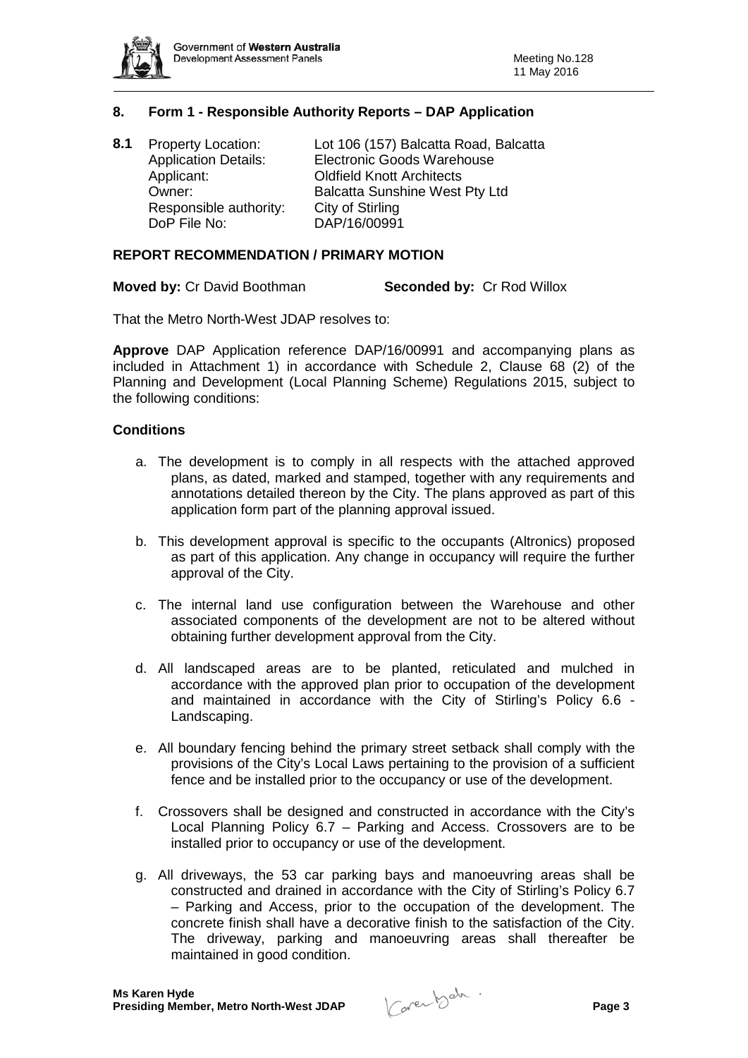## 8. Form 1 - Responsible Authority Reports – DAP Application

**8.1** Property Location: Lot 106 (157) Balcatta Road, Balcatta
Application Details: Electronic Goods Warehouse
Applicant: Oldfield Knott Architects
Owner: Balcatta Sunshine West Pty Ltd
Responsible authority: City of Stirling
DoP File No: DAP/16/00991

### REPORT RECOMMENDATION / PRIMARY MOTION

**Moved by:** Cr David Boothman **Seconded by:** Cr Rod Willox

That the Metro North-West JDAP resolves to:

**Approve** DAP Application reference DAP/16/00991 and accompanying plans as included in Attachment 1) in accordance with Schedule 2, Clause 68 (2) of the Planning and Development (Local Planning Scheme) Regulations 2015, subject to the following conditions:

### Conditions

a. The development is to comply in all respects with the attached approved plans, as dated, marked and stamped, together with any requirements and annotations detailed thereon by the City. The plans approved as part of this application form part of the planning approval issued.

b. This development approval is specific to the occupants (Altronics) proposed as part of this application. Any change in occupancy will require the further approval of the City.

c. The internal land use configuration between the Warehouse and other associated components of the development are not to be altered without obtaining further development approval from the City.

d. All landscaped areas are to be planted, reticulated and mulched in accordance with the approved plan prior to occupation of the development and maintained in accordance with the City of Stirling's Policy 6.6 - Landscaping.

e. All boundary fencing behind the primary street setback shall comply with the provisions of the City's Local Laws pertaining to the provision of a sufficient fence and be installed prior to the occupancy or use of the development.

f. Crossovers shall be designed and constructed in accordance with the City's Local Planning Policy 6.7 – Parking and Access. Crossovers are to be installed prior to occupancy or use of the development.

g. All driveways, the 53 car parking bays and manoeuvring areas shall be constructed and drained in accordance with the City of Stirling's Policy 6.7 – Parking and Access, prior to the occupation of the development. The concrete finish shall have a decorative finish to the satisfaction of the City. The driveway, parking and manoeuvring areas shall thereafter be maintained in good condition.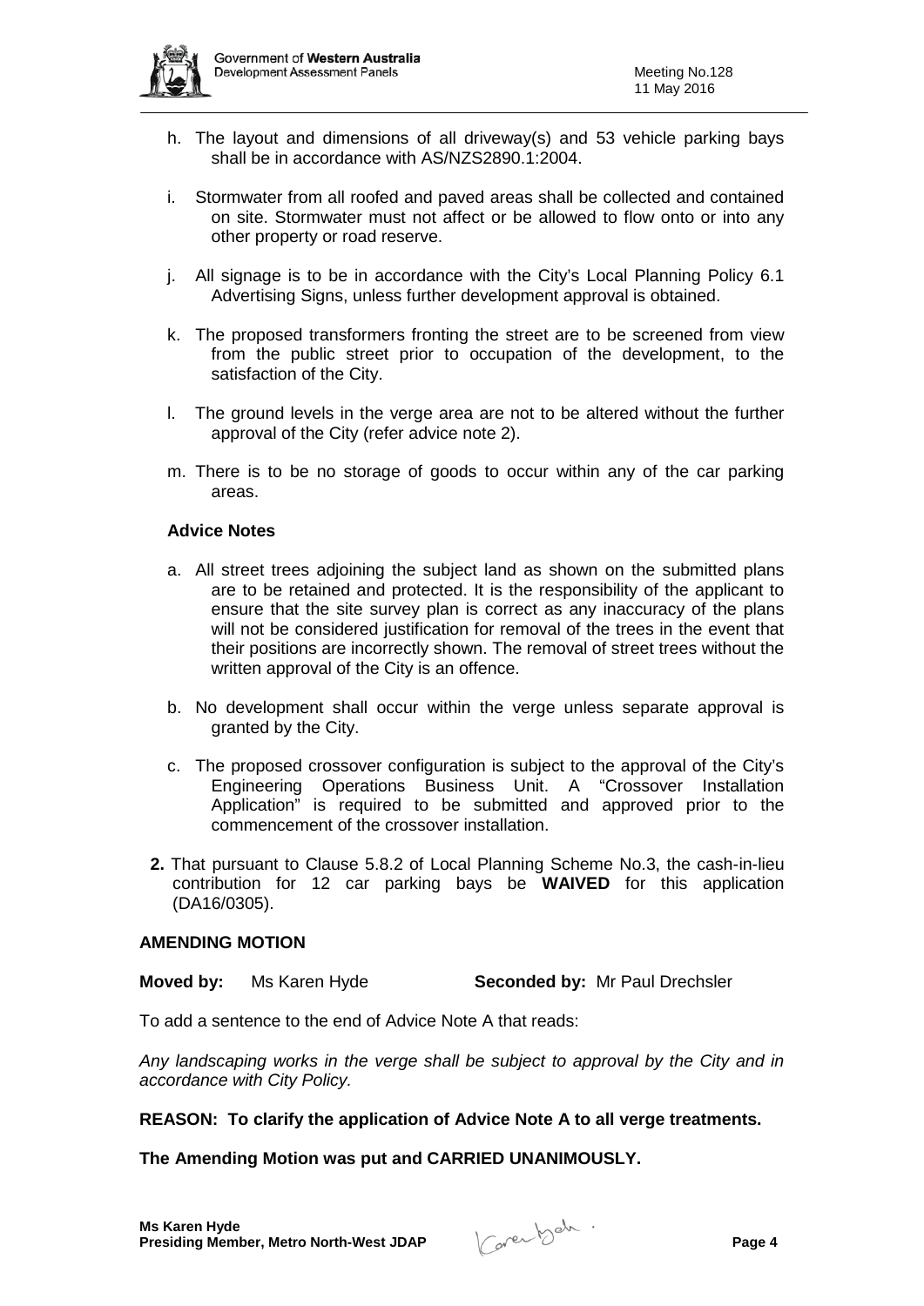h. The layout and dimensions of all driveway(s) and 53 vehicle parking bays shall be in accordance with AS/NZS2890.1:2004.

i. Stormwater from all roofed and paved areas shall be collected and contained on site. Stormwater must not affect or be allowed to flow onto or into any other property or road reserve.

j. All signage is to be in accordance with the City's Local Planning Policy 6.1 Advertising Signs, unless further development approval is obtained.

k. The proposed transformers fronting the street are to be screened from view from the public street prior to occupation of the development, to the satisfaction of the City.

l. The ground levels in the verge area are not to be altered without the further approval of the City (refer advice note 2).

m. There is to be no storage of goods to occur within any of the car parking areas.

**Advice Notes**

a. All street trees adjoining the subject land as shown on the submitted plans are to be retained and protected. It is the responsibility of the applicant to ensure that the site survey plan is correct as any inaccuracy of the plans will not be considered justification for removal of the trees in the event that their positions are incorrectly shown. The removal of street trees without the written approval of the City is an offence.

b. No development shall occur within the verge unless separate approval is granted by the City.

c. The proposed crossover configuration is subject to the approval of the City's Engineering Operations Business Unit. A "Crossover Installation Application" is required to be submitted and approved prior to the commencement of the crossover installation.

**2.** That pursuant to Clause 5.8.2 of Local Planning Scheme No.3, the cash-in-lieu contribution for 12 car parking bays be **WAIVED** for this application (DA16/0305).

**AMENDING MOTION**

**Moved by:** Ms Karen Hyde **Seconded by:** Mr Paul Drechsler

To add a sentence to the end of Advice Note A that reads:

*Any landscaping works in the verge shall be subject to approval by the City and in accordance with City Policy.*

**REASON: To clarify the application of Advice Note A to all verge treatments.**

**The Amending Motion was put and CARRIED UNANIMOUSLY.**

**Ms Karen Hyde**
**Presiding Member, Metro North-West JDAP**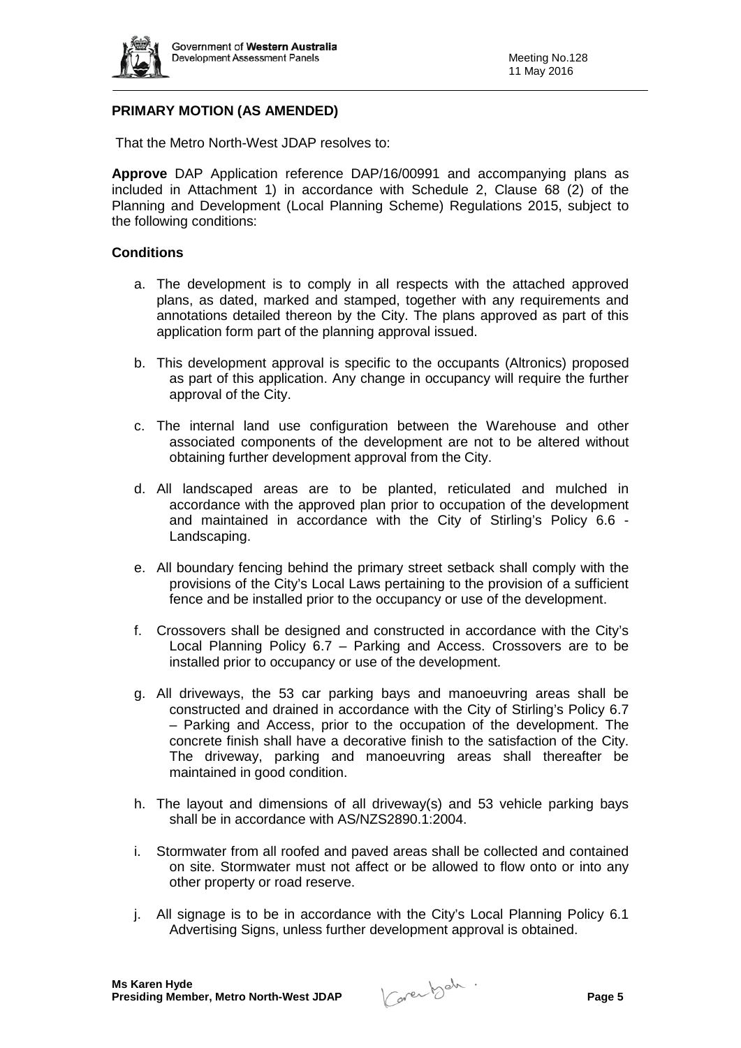**PRIMARY MOTION (AS AMENDED)**

That the Metro North-West JDAP resolves to:

**Approve** DAP Application reference DAP/16/00991 and accompanying plans as included in Attachment 1) in accordance with Schedule 2, Clause 68 (2) of the Planning and Development (Local Planning Scheme) Regulations 2015, subject to the following conditions:

**Conditions**

a. The development is to comply in all respects with the attached approved plans, as dated, marked and stamped, together with any requirements and annotations detailed thereon by the City. The plans approved as part of this application form part of the planning approval issued.

b. This development approval is specific to the occupants (Altronics) proposed as part of this application. Any change in occupancy will require the further approval of the City.

c. The internal land use configuration between the Warehouse and other associated components of the development are not to be altered without obtaining further development approval from the City.

d. All landscaped areas are to be planted, reticulated and mulched in accordance with the approved plan prior to occupation of the development and maintained in accordance with the City of Stirling's Policy 6.6 - Landscaping.

e. All boundary fencing behind the primary street setback shall comply with the provisions of the City's Local Laws pertaining to the provision of a sufficient fence and be installed prior to the occupancy or use of the development.

f. Crossovers shall be designed and constructed in accordance with the City's Local Planning Policy 6.7 – Parking and Access. Crossovers are to be installed prior to occupancy or use of the development.

g. All driveways, the 53 car parking bays and manoeuvring areas shall be constructed and drained in accordance with the City of Stirling's Policy 6.7 – Parking and Access, prior to the occupation of the development. The concrete finish shall have a decorative finish to the satisfaction of the City. The driveway, parking and manoeuvring areas shall thereafter be maintained in good condition.

h. The layout and dimensions of all driveway(s) and 53 vehicle parking bays shall be in accordance with AS/NZS2890.1:2004.

i. Stormwater from all roofed and paved areas shall be collected and contained on site. Stormwater must not affect or be allowed to flow onto or into any other property or road reserve.

j. All signage is to be in accordance with the City's Local Planning Policy 6.1 Advertising Signs, unless further development approval is obtained.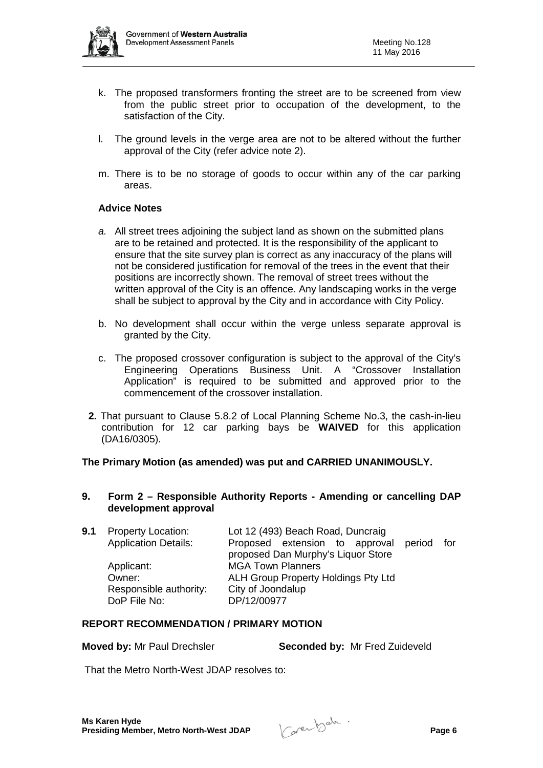k. The proposed transformers fronting the street are to be screened from view from the public street prior to occupation of the development, to the satisfaction of the City.

l. The ground levels in the verge area are not to be altered without the further approval of the City (refer advice note 2).

m. There is to be no storage of goods to occur within any of the car parking areas.

**Advice Notes**

*a.* All street trees adjoining the subject land as shown on the submitted plans are to be retained and protected. It is the responsibility of the applicant to ensure that the site survey plan is correct as any inaccuracy of the plans will not be considered justification for removal of the trees in the event that their positions are incorrectly shown. The removal of street trees without the written approval of the City is an offence. Any landscaping works in the verge shall be subject to approval by the City and in accordance with City Policy.

b. No development shall occur within the verge unless separate approval is granted by the City.

c. The proposed crossover configuration is subject to the approval of the City's Engineering Operations Business Unit. A "Crossover Installation Application" is required to be submitted and approved prior to the commencement of the crossover installation.

**2.** That pursuant to Clause 5.8.2 of Local Planning Scheme No.3, the cash-in-lieu contribution for 12 car parking bays be **WAIVED** for this application (DA16/0305).

**The Primary Motion (as amended) was put and CARRIED UNANIMOUSLY.**

## 9. Form 2 – Responsible Authority Reports - Amending or cancelling DAP development approval

| **9.1** | Property Location: | Lot 12 (493) Beach Road, Duncraig |
|---|---|---|
| | Application Details: | Proposed extension to approval period for proposed Dan Murphy's Liquor Store |
| | Applicant: | MGA Town Planners |
| | Owner: | ALH Group Property Holdings Pty Ltd |
| | Responsible authority: | City of Joondalup |
| | DoP File No: | DP/12/00977 |

**REPORT RECOMMENDATION / PRIMARY MOTION**

**Moved by:** Mr Paul Drechsler  **Seconded by:** Mr Fred Zuideveld

That the Metro North-West JDAP resolves to: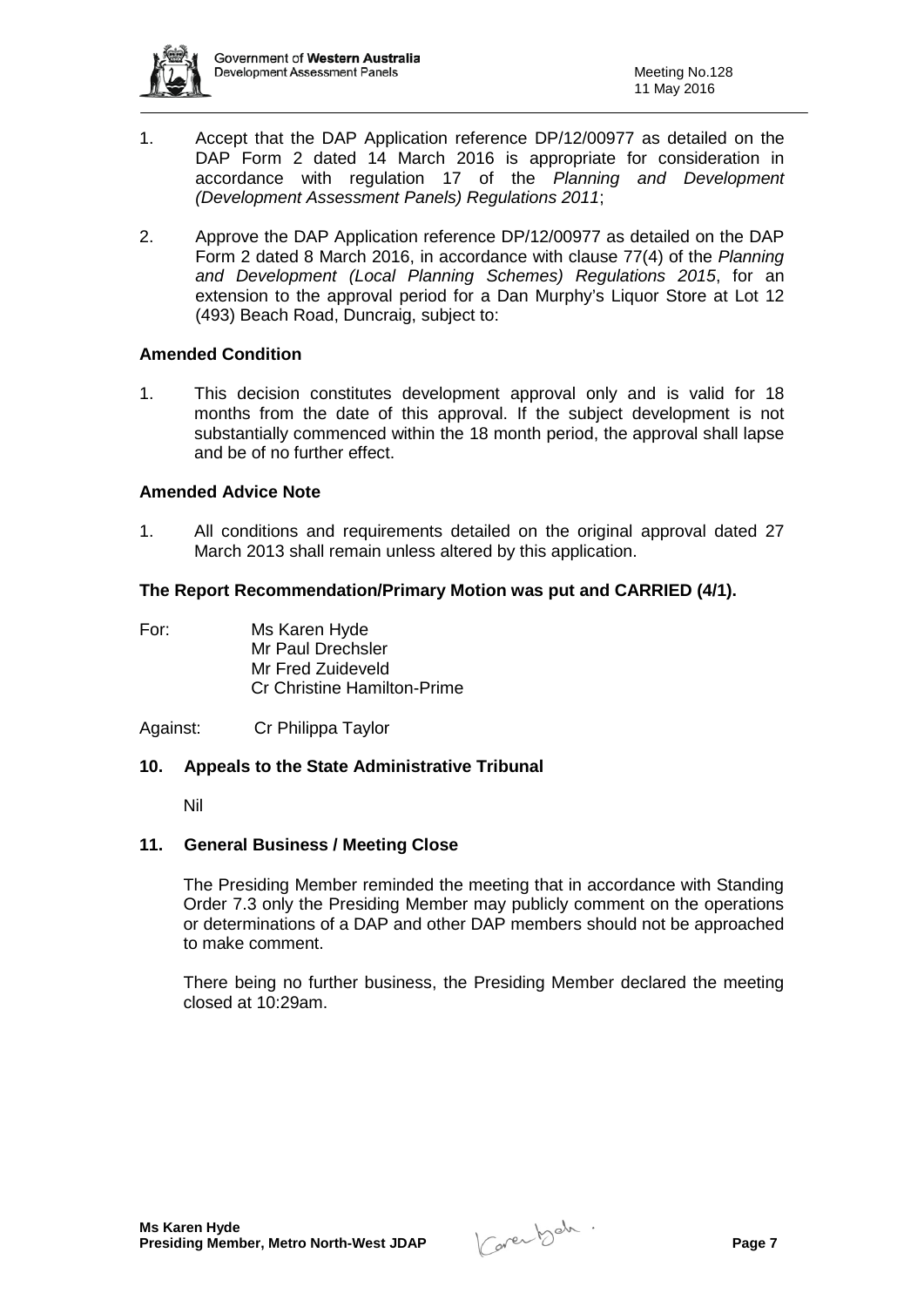1. Accept that the DAP Application reference DP/12/00977 as detailed on the DAP Form 2 dated 14 March 2016 is appropriate for consideration in accordance with regulation 17 of the *Planning and Development (Development Assessment Panels) Regulations 2011*;

2. Approve the DAP Application reference DP/12/00977 as detailed on the DAP Form 2 dated 8 March 2016, in accordance with clause 77(4) of the *Planning and Development (Local Planning Schemes) Regulations 2015*, for an extension to the approval period for a Dan Murphy's Liquor Store at Lot 12 (493) Beach Road, Duncraig, subject to:

**Amended Condition**

1. This decision constitutes development approval only and is valid for 18 months from the date of this approval. If the subject development is not substantially commenced within the 18 month period, the approval shall lapse and be of no further effect.

**Amended Advice Note**

1. All conditions and requirements detailed on the original approval dated 27 March 2013 shall remain unless altered by this application.

**The Report Recommendation/Primary Motion was put and CARRIED (4/1).**

For: Ms Karen Hyde
Mr Paul Drechsler
Mr Fred Zuideveld
Cr Christine Hamilton-Prime

Against: Cr Philippa Taylor

## 10. Appeals to the State Administrative Tribunal

Nil

## 11. General Business / Meeting Close

The Presiding Member reminded the meeting that in accordance with Standing Order 7.3 only the Presiding Member may publicly comment on the operations or determinations of a DAP and other DAP members should not be approached to make comment.

There being no further business, the Presiding Member declared the meeting closed at 10:29am.

**Ms Karen Hyde**
**Presiding Member, Metro North-West JDAP**